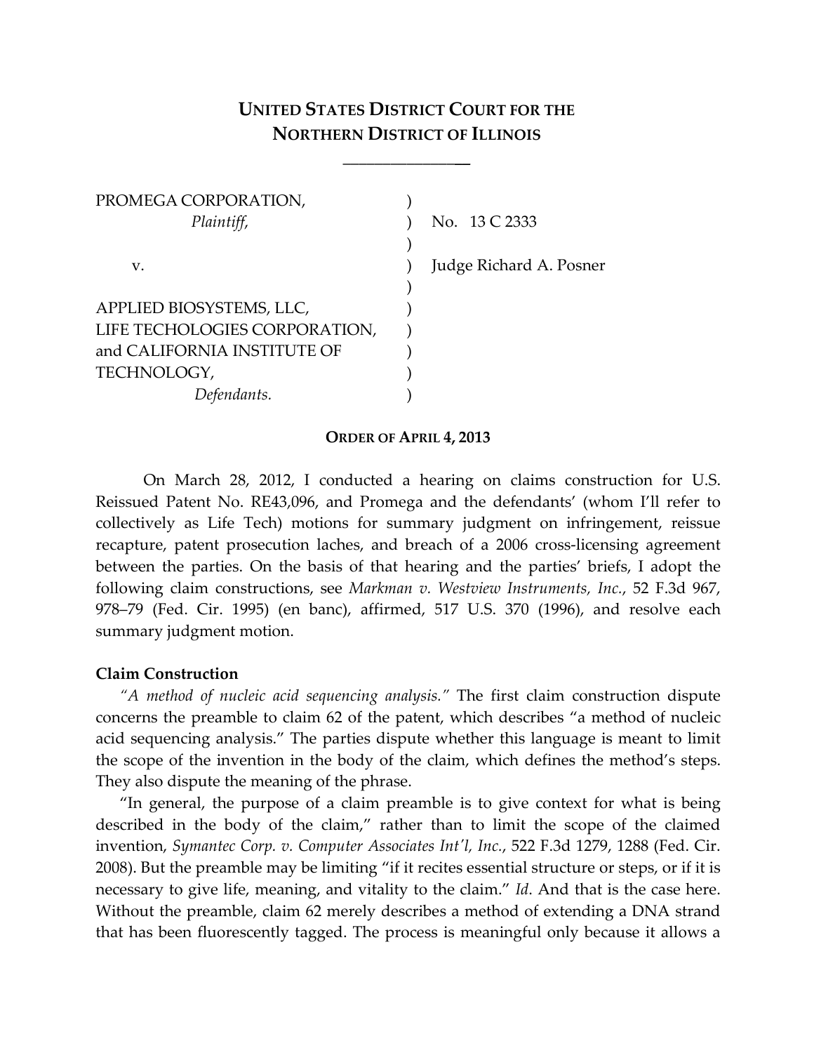# UNITED STATES DISTRICT COURT FOR THE NORTHERN DISTRICT OF ILLINOIS

PROMEGA CORPORATION,
*Plaintiff*,

v.

APPLIED BIOSYSTEMS, LLC,
LIFE TECHOLOGIES CORPORATION,
and CALIFORNIA INSTITUTE OF TECHNOLOGY,
*Defendants*.

No. 13 C 2333

Judge Richard A. Posner

## ORDER OF APRIL 4, 2013

On March 28, 2012, I conducted a hearing on claims construction for U.S. Reissued Patent No. RE43,096, and Promega and the defendants' (whom I'll refer to collectively as Life Tech) motions for summary judgment on infringement, reissue recapture, patent prosecution laches, and breach of a 2006 cross-licensing agreement between the parties. On the basis of that hearing and the parties' briefs, I adopt the following claim constructions, see *Markman v. Westview Instruments, Inc.*, 52 F.3d 967, 978–79 (Fed. Cir. 1995) (en banc), affirmed, 517 U.S. 370 (1996), and resolve each summary judgment motion.

### Claim Construction

*"A method of nucleic acid sequencing analysis."* The first claim construction dispute concerns the preamble to claim 62 of the patent, which describes "a method of nucleic acid sequencing analysis." The parties dispute whether this language is meant to limit the scope of the invention in the body of the claim, which defines the method's steps. They also dispute the meaning of the phrase.

"In general, the purpose of a claim preamble is to give context for what is being described in the body of the claim," rather than to limit the scope of the claimed invention, *Symantec Corp. v. Computer Associates Int'l, Inc.*, 522 F.3d 1279, 1288 (Fed. Cir. 2008). But the preamble may be limiting "if it recites essential structure or steps, or if it is necessary to give life, meaning, and vitality to the claim." *Id*. And that is the case here. Without the preamble, claim 62 merely describes a method of extending a DNA strand that has been fluorescently tagged. The process is meaningful only because it allows a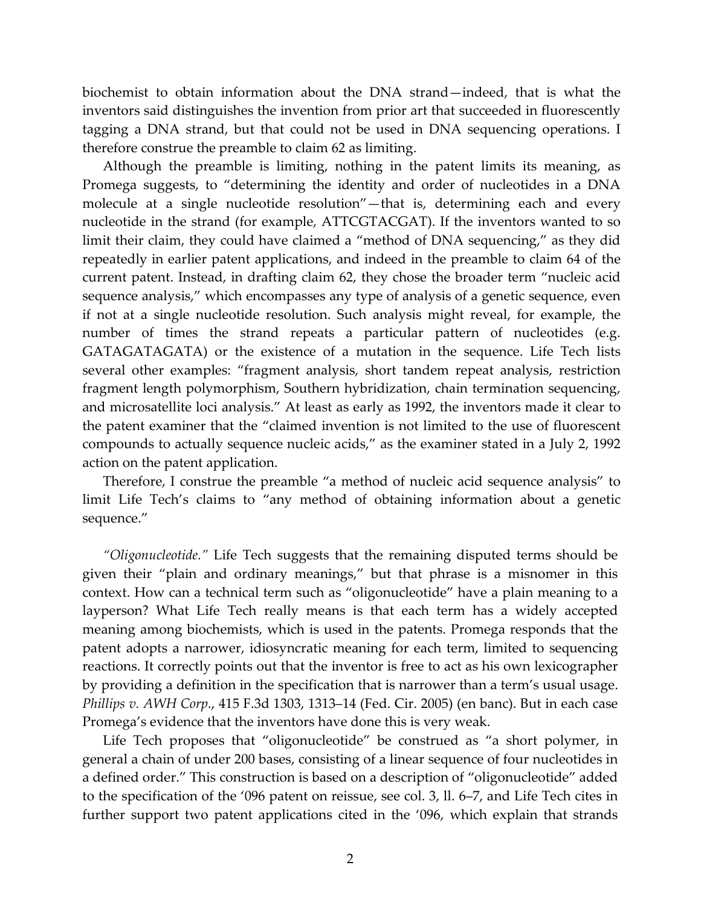biochemist to obtain information about the DNA strand—indeed, that is what the inventors said distinguishes the invention from prior art that succeeded in fluorescently tagging a DNA strand, but that could not be used in DNA sequencing operations. I therefore construe the preamble to claim 62 as limiting.

Although the preamble is limiting, nothing in the patent limits its meaning, as Promega suggests, to "determining the identity and order of nucleotides in a DNA molecule at a single nucleotide resolution"—that is, determining each and every nucleotide in the strand (for example, ATTCGTACGAT). If the inventors wanted to so limit their claim, they could have claimed a "method of DNA sequencing," as they did repeatedly in earlier patent applications, and indeed in the preamble to claim 64 of the current patent. Instead, in drafting claim 62, they chose the broader term "nucleic acid sequence analysis," which encompasses any type of analysis of a genetic sequence, even if not at a single nucleotide resolution. Such analysis might reveal, for example, the number of times the strand repeats a particular pattern of nucleotides (e.g. GATAGATAGATA) or the existence of a mutation in the sequence. Life Tech lists several other examples: "fragment analysis, short tandem repeat analysis, restriction fragment length polymorphism, Southern hybridization, chain termination sequencing, and microsatellite loci analysis." At least as early as 1992, the inventors made it clear to the patent examiner that the "claimed invention is not limited to the use of fluorescent compounds to actually sequence nucleic acids," as the examiner stated in a July 2, 1992 action on the patent application.

Therefore, I construe the preamble "a method of nucleic acid sequence analysis" to limit Life Tech's claims to "any method of obtaining information about a genetic sequence."

*"Oligonucleotide."* Life Tech suggests that the remaining disputed terms should be given their "plain and ordinary meanings," but that phrase is a misnomer in this context. How can a technical term such as "oligonucleotide" have a plain meaning to a layperson? What Life Tech really means is that each term has a widely accepted meaning among biochemists, which is used in the patents. Promega responds that the patent adopts a narrower, idiosyncratic meaning for each term, limited to sequencing reactions. It correctly points out that the inventor is free to act as his own lexicographer by providing a definition in the specification that is narrower than a term's usual usage. *Phillips v. AWH Corp.*, 415 F.3d 1303, 1313–14 (Fed. Cir. 2005) (en banc). But in each case Promega's evidence that the inventors have done this is very weak.

Life Tech proposes that "oligonucleotide" be construed as "a short polymer, in general a chain of under 200 bases, consisting of a linear sequence of four nucleotides in a defined order." This construction is based on a description of "oligonucleotide" added to the specification of the '096 patent on reissue, see col. 3, ll. 6–7, and Life Tech cites in further support two patent applications cited in the '096, which explain that strands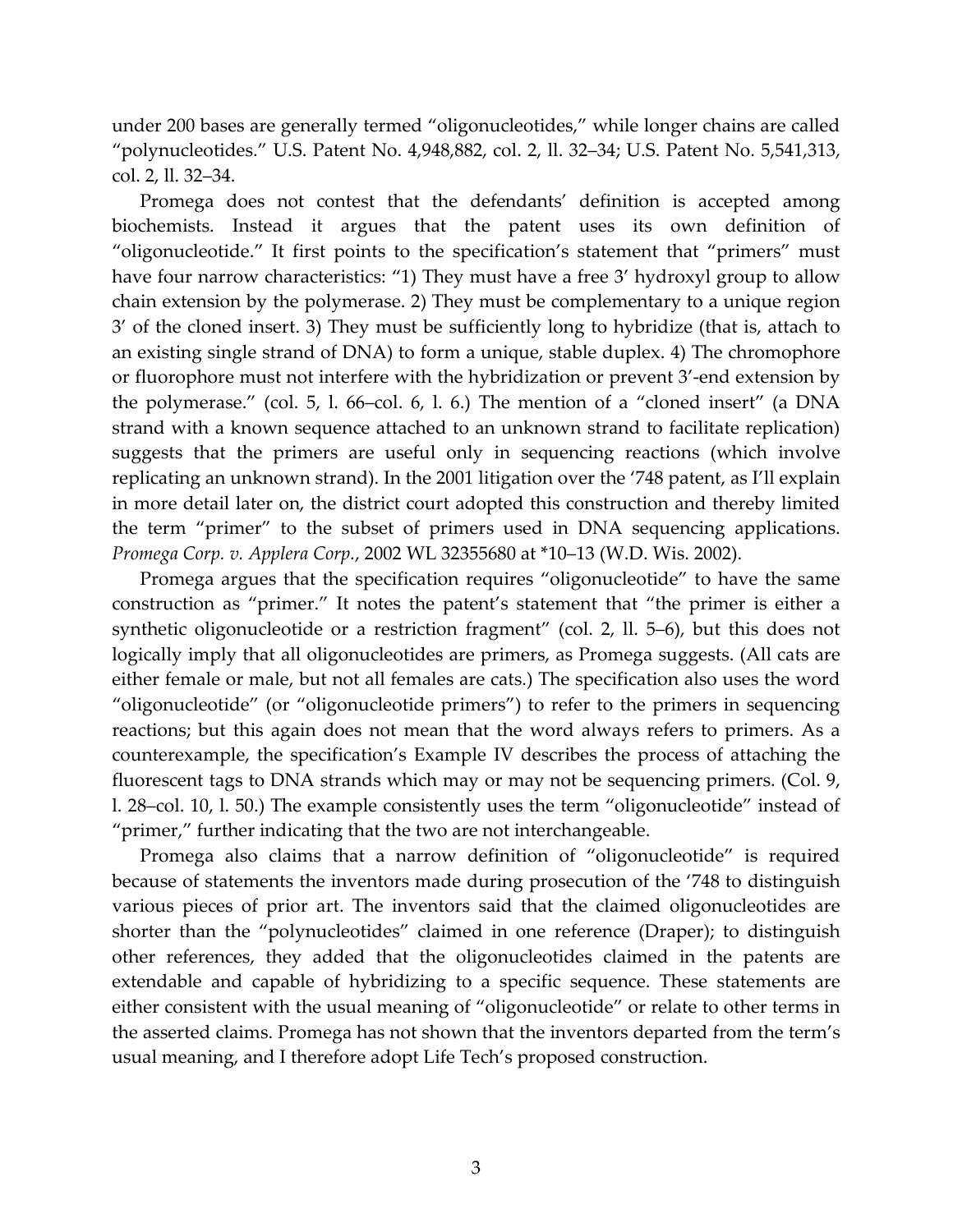under 200 bases are generally termed "oligonucleotides," while longer chains are called "polynucleotides." U.S. Patent No. 4,948,882, col. 2, ll. 32–34; U.S. Patent No. 5,541,313, col. 2, ll. 32–34.

Promega does not contest that the defendants' definition is accepted among biochemists. Instead it argues that the patent uses its own definition of "oligonucleotide." It first points to the specification's statement that "primers" must have four narrow characteristics: "1) They must have a free 3' hydroxyl group to allow chain extension by the polymerase. 2) They must be complementary to a unique region 3' of the cloned insert. 3) They must be sufficiently long to hybridize (that is, attach to an existing single strand of DNA) to form a unique, stable duplex. 4) The chromophore or fluorophore must not interfere with the hybridization or prevent 3'-end extension by the polymerase." (col. 5, l. 66–col. 6, l. 6.) The mention of a "cloned insert" (a DNA strand with a known sequence attached to an unknown strand to facilitate replication) suggests that the primers are useful only in sequencing reactions (which involve replicating an unknown strand). In the 2001 litigation over the '748 patent, as I'll explain in more detail later on, the district court adopted this construction and thereby limited the term "primer" to the subset of primers used in DNA sequencing applications. *Promega Corp. v. Applera Corp.*, 2002 WL 32355680 at *10–13 (W.D. Wis. 2002).

Promega argues that the specification requires "oligonucleotide" to have the same construction as "primer." It notes the patent's statement that "the primer is either a synthetic oligonucleotide or a restriction fragment" (col. 2, ll. 5–6), but this does not logically imply that all oligonucleotides are primers, as Promega suggests. (All cats are either female or male, but not all females are cats.) The specification also uses the word "oligonucleotide" (or "oligonucleotide primers") to refer to the primers in sequencing reactions; but this again does not mean that the word always refers to primers. As a counterexample, the specification's Example IV describes the process of attaching the fluorescent tags to DNA strands which may or may not be sequencing primers. (Col. 9, l. 28–col. 10, l. 50.) The example consistently uses the term "oligonucleotide" instead of "primer," further indicating that the two are not interchangeable.

Promega also claims that a narrow definition of "oligonucleotide" is required because of statements the inventors made during prosecution of the '748 to distinguish various pieces of prior art. The inventors said that the claimed oligonucleotides are shorter than the "polynucleotides" claimed in one reference (Draper); to distinguish other references, they added that the oligonucleotides claimed in the patents are extendable and capable of hybridizing to a specific sequence. These statements are either consistent with the usual meaning of "oligonucleotide" or relate to other terms in the asserted claims. Promega has not shown that the inventors departed from the term's usual meaning, and I therefore adopt Life Tech's proposed construction.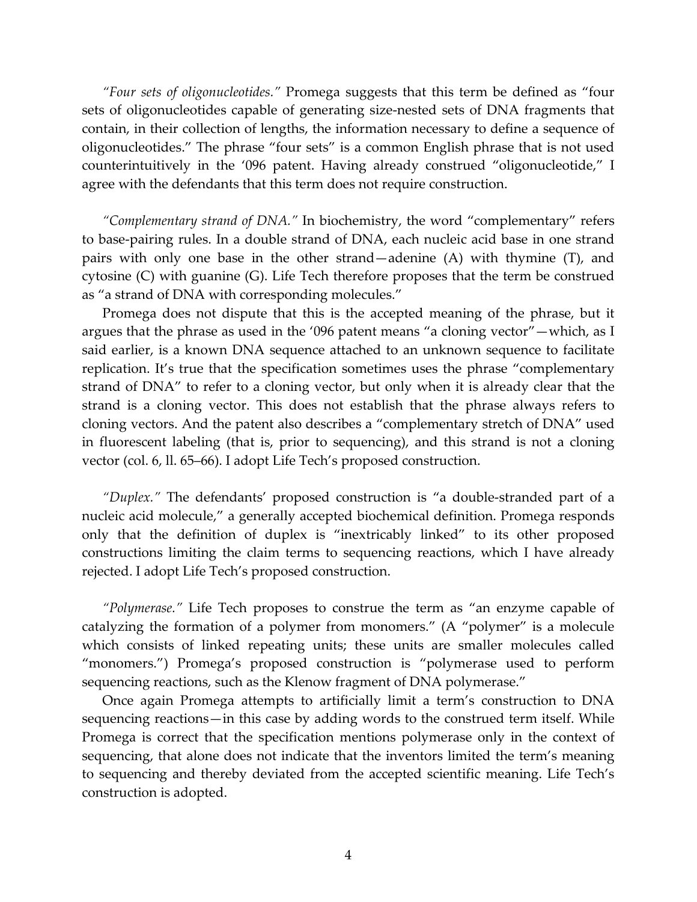*"Four sets of oligonucleotides."* Promega suggests that this term be defined as "four sets of oligonucleotides capable of generating size-nested sets of DNA fragments that contain, in their collection of lengths, the information necessary to define a sequence of oligonucleotides." The phrase "four sets" is a common English phrase that is not used counterintuitively in the '096 patent. Having already construed "oligonucleotide," I agree with the defendants that this term does not require construction.

*"Complementary strand of DNA."* In biochemistry, the word "complementary" refers to base-pairing rules. In a double strand of DNA, each nucleic acid base in one strand pairs with only one base in the other strand—adenine (A) with thymine (T), and cytosine (C) with guanine (G). Life Tech therefore proposes that the term be construed as "a strand of DNA with corresponding molecules."

Promega does not dispute that this is the accepted meaning of the phrase, but it argues that the phrase as used in the '096 patent means "a cloning vector"—which, as I said earlier, is a known DNA sequence attached to an unknown sequence to facilitate replication. It's true that the specification sometimes uses the phrase "complementary strand of DNA" to refer to a cloning vector, but only when it is already clear that the strand is a cloning vector. This does not establish that the phrase always refers to cloning vectors. And the patent also describes a "complementary stretch of DNA" used in fluorescent labeling (that is, prior to sequencing), and this strand is not a cloning vector (col. 6, ll. 65–66). I adopt Life Tech's proposed construction.

*"Duplex."* The defendants' proposed construction is "a double-stranded part of a nucleic acid molecule," a generally accepted biochemical definition. Promega responds only that the definition of duplex is "inextricably linked" to its other proposed constructions limiting the claim terms to sequencing reactions, which I have already rejected. I adopt Life Tech's proposed construction.

*"Polymerase."* Life Tech proposes to construe the term as "an enzyme capable of catalyzing the formation of a polymer from monomers." (A "polymer" is a molecule which consists of linked repeating units; these units are smaller molecules called "monomers.") Promega's proposed construction is "polymerase used to perform sequencing reactions, such as the Klenow fragment of DNA polymerase."

Once again Promega attempts to artificially limit a term's construction to DNA sequencing reactions—in this case by adding words to the construed term itself. While Promega is correct that the specification mentions polymerase only in the context of sequencing, that alone does not indicate that the inventors limited the term's meaning to sequencing and thereby deviated from the accepted scientific meaning. Life Tech's construction is adopted.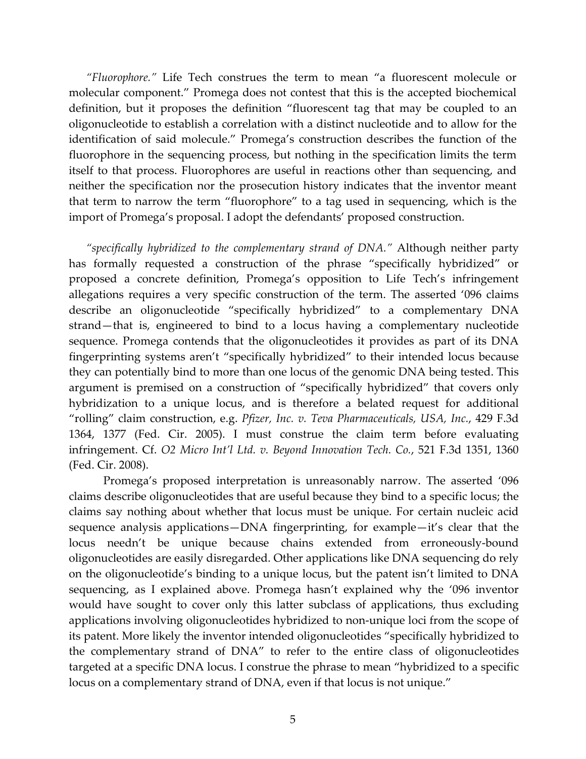*"Fluorophore."* Life Tech construes the term to mean "a fluorescent molecule or molecular component." Promega does not contest that this is the accepted biochemical definition, but it proposes the definition "fluorescent tag that may be coupled to an oligonucleotide to establish a correlation with a distinct nucleotide and to allow for the identification of said molecule." Promega's construction describes the function of the fluorophore in the sequencing process, but nothing in the specification limits the term itself to that process. Fluorophores are useful in reactions other than sequencing, and neither the specification nor the prosecution history indicates that the inventor meant that term to narrow the term "fluorophore" to a tag used in sequencing, which is the import of Promega's proposal. I adopt the defendants' proposed construction.

*"specifically hybridized to the complementary strand of DNA."* Although neither party has formally requested a construction of the phrase "specifically hybridized" or proposed a concrete definition, Promega's opposition to Life Tech's infringement allegations requires a very specific construction of the term. The asserted '096 claims describe an oligonucleotide "specifically hybridized" to a complementary DNA strand—that is, engineered to bind to a locus having a complementary nucleotide sequence. Promega contends that the oligonucleotides it provides as part of its DNA fingerprinting systems aren't "specifically hybridized" to their intended locus because they can potentially bind to more than one locus of the genomic DNA being tested. This argument is premised on a construction of "specifically hybridized" that covers only hybridization to a unique locus, and is therefore a belated request for additional "rolling" claim construction, e.g. *Pfizer, Inc. v. Teva Pharmaceuticals, USA, Inc.*, 429 F.3d 1364, 1377 (Fed. Cir. 2005). I must construe the claim term before evaluating infringement. Cf. *O2 Micro Int'l Ltd. v. Beyond Innovation Tech. Co.*, 521 F.3d 1351, 1360 (Fed. Cir. 2008).

Promega's proposed interpretation is unreasonably narrow. The asserted '096 claims describe oligonucleotides that are useful because they bind to a specific locus; the claims say nothing about whether that locus must be unique. For certain nucleic acid sequence analysis applications—DNA fingerprinting, for example—it's clear that the locus needn't be unique because chains extended from erroneously-bound oligonucleotides are easily disregarded. Other applications like DNA sequencing do rely on the oligonucleotide's binding to a unique locus, but the patent isn't limited to DNA sequencing, as I explained above. Promega hasn't explained why the '096 inventor would have sought to cover only this latter subclass of applications, thus excluding applications involving oligonucleotides hybridized to non-unique loci from the scope of its patent. More likely the inventor intended oligonucleotides "specifically hybridized to the complementary strand of DNA" to refer to the entire class of oligonucleotides targeted at a specific DNA locus. I construe the phrase to mean "hybridized to a specific locus on a complementary strand of DNA, even if that locus is not unique."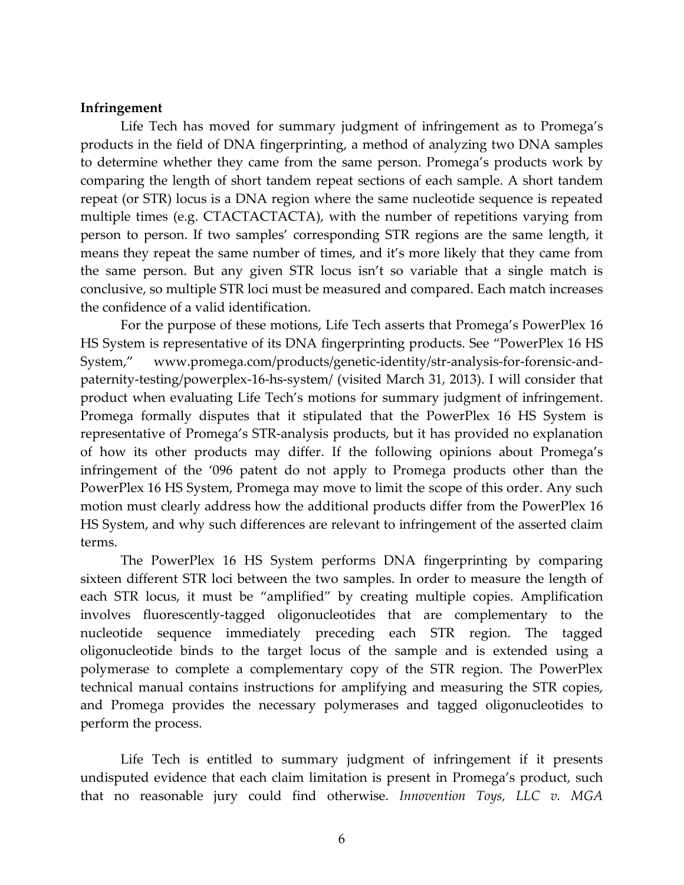**Infringement**

Life Tech has moved for summary judgment of infringement as to Promega's products in the field of DNA fingerprinting, a method of analyzing two DNA samples to determine whether they came from the same person. Promega's products work by comparing the length of short tandem repeat sections of each sample. A short tandem repeat (or STR) locus is a DNA region where the same nucleotide sequence is repeated multiple times (e.g. CTACTACTACTA), with the number of repetitions varying from person to person. If two samples' corresponding STR regions are the same length, it means they repeat the same number of times, and it's more likely that they came from the same person. But any given STR locus isn't so variable that a single match is conclusive, so multiple STR loci must be measured and compared. Each match increases the confidence of a valid identification.

For the purpose of these motions, Life Tech asserts that Promega's PowerPlex 16 HS System is representative of its DNA fingerprinting products. See "PowerPlex 16 HS System," www.promega.com/products/genetic-identity/str-analysis-for-forensic-and-paternity-testing/powerplex-16-hs-system/ (visited March 31, 2013). I will consider that product when evaluating Life Tech's motions for summary judgment of infringement. Promega formally disputes that it stipulated that the PowerPlex 16 HS System is representative of Promega's STR-analysis products, but it has provided no explanation of how its other products may differ. If the following opinions about Promega's infringement of the '096 patent do not apply to Promega products other than the PowerPlex 16 HS System, Promega may move to limit the scope of this order. Any such motion must clearly address how the additional products differ from the PowerPlex 16 HS System, and why such differences are relevant to infringement of the asserted claim terms.

The PowerPlex 16 HS System performs DNA fingerprinting by comparing sixteen different STR loci between the two samples. In order to measure the length of each STR locus, it must be "amplified" by creating multiple copies. Amplification involves fluorescently-tagged oligonucleotides that are complementary to the nucleotide sequence immediately preceding each STR region. The tagged oligonucleotide binds to the target locus of the sample and is extended using a polymerase to complete a complementary copy of the STR region. The PowerPlex technical manual contains instructions for amplifying and measuring the STR copies, and Promega provides the necessary polymerases and tagged oligonucleotides to perform the process.

Life Tech is entitled to summary judgment of infringement if it presents undisputed evidence that each claim limitation is present in Promega's product, such that no reasonable jury could find otherwise. *Innovention Toys, LLC v. MGA*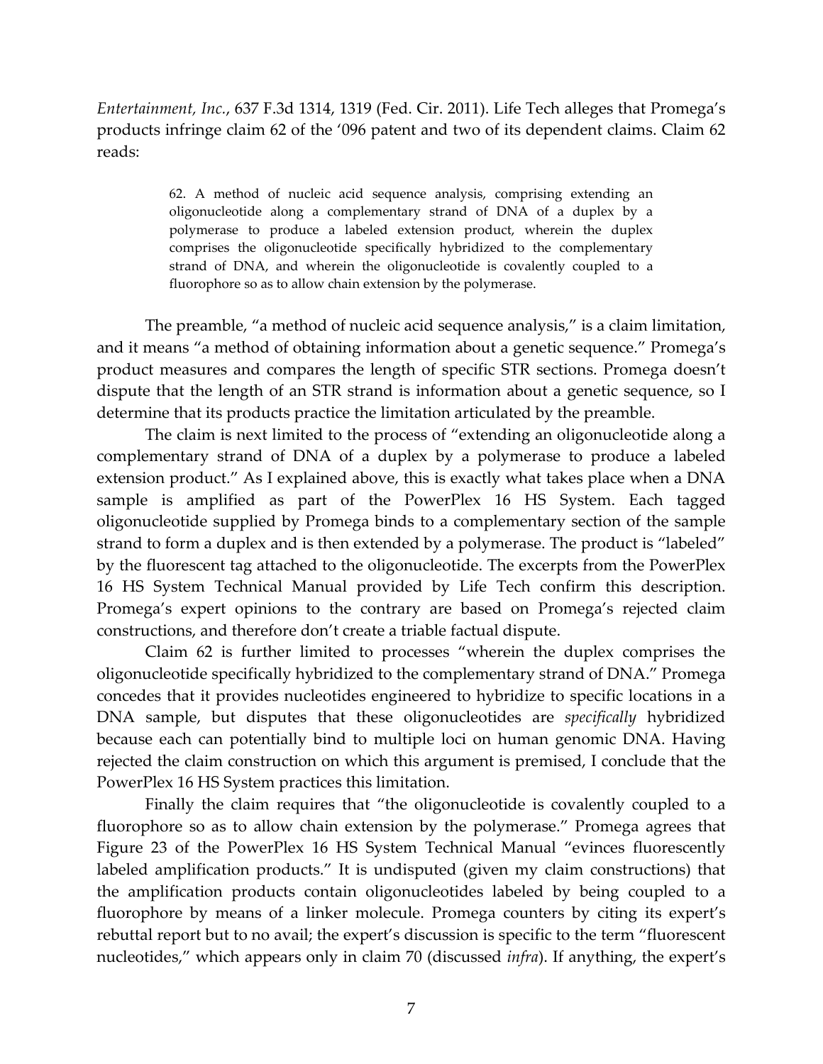*Entertainment, Inc.*, 637 F.3d 1314, 1319 (Fed. Cir. 2011). Life Tech alleges that Promega's products infringe claim 62 of the '096 patent and two of its dependent claims. Claim 62 reads:

> 62. A method of nucleic acid sequence analysis, comprising extending an oligonucleotide along a complementary strand of DNA of a duplex by a polymerase to produce a labeled extension product, wherein the duplex comprises the oligonucleotide specifically hybridized to the complementary strand of DNA, and wherein the oligonucleotide is covalently coupled to a fluorophore so as to allow chain extension by the polymerase.

The preamble, "a method of nucleic acid sequence analysis," is a claim limitation, and it means "a method of obtaining information about a genetic sequence." Promega's product measures and compares the length of specific STR sections. Promega doesn't dispute that the length of an STR strand is information about a genetic sequence, so I determine that its products practice the limitation articulated by the preamble.

The claim is next limited to the process of "extending an oligonucleotide along a complementary strand of DNA of a duplex by a polymerase to produce a labeled extension product." As I explained above, this is exactly what takes place when a DNA sample is amplified as part of the PowerPlex 16 HS System. Each tagged oligonucleotide supplied by Promega binds to a complementary section of the sample strand to form a duplex and is then extended by a polymerase. The product is "labeled" by the fluorescent tag attached to the oligonucleotide. The excerpts from the PowerPlex 16 HS System Technical Manual provided by Life Tech confirm this description. Promega's expert opinions to the contrary are based on Promega's rejected claim constructions, and therefore don't create a triable factual dispute.

Claim 62 is further limited to processes "wherein the duplex comprises the oligonucleotide specifically hybridized to the complementary strand of DNA." Promega concedes that it provides nucleotides engineered to hybridize to specific locations in a DNA sample, but disputes that these oligonucleotides are *specifically* hybridized because each can potentially bind to multiple loci on human genomic DNA. Having rejected the claim construction on which this argument is premised, I conclude that the PowerPlex 16 HS System practices this limitation.

Finally the claim requires that "the oligonucleotide is covalently coupled to a fluorophore so as to allow chain extension by the polymerase." Promega agrees that Figure 23 of the PowerPlex 16 HS System Technical Manual "evinces fluorescently labeled amplification products." It is undisputed (given my claim constructions) that the amplification products contain oligonucleotides labeled by being coupled to a fluorophore by means of a linker molecule. Promega counters by citing its expert's rebuttal report but to no avail; the expert's discussion is specific to the term "fluorescent nucleotides," which appears only in claim 70 (discussed *infra*). If anything, the expert's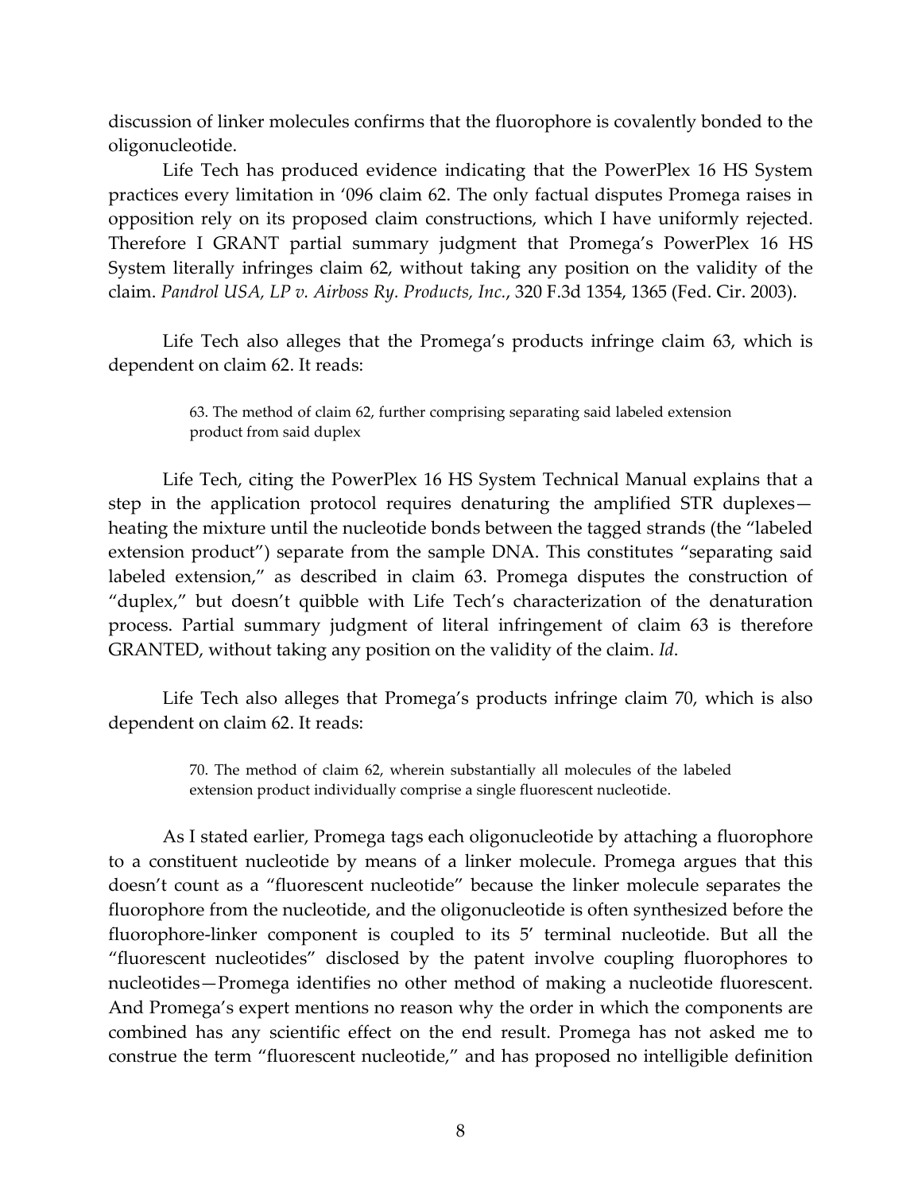discussion of linker molecules confirms that the fluorophore is covalently bonded to the oligonucleotide.

Life Tech has produced evidence indicating that the PowerPlex 16 HS System practices every limitation in '096 claim 62. The only factual disputes Promega raises in opposition rely on its proposed claim constructions, which I have uniformly rejected. Therefore I GRANT partial summary judgment that Promega's PowerPlex 16 HS System literally infringes claim 62, without taking any position on the validity of the claim. *Pandrol USA, LP v. Airboss Ry. Products, Inc.*, 320 F.3d 1354, 1365 (Fed. Cir. 2003).

Life Tech also alleges that the Promega's products infringe claim 63, which is dependent on claim 62. It reads:

> 63. The method of claim 62, further comprising separating said labeled extension product from said duplex

Life Tech, citing the PowerPlex 16 HS System Technical Manual explains that a step in the application protocol requires denaturing the amplified STR duplexes—heating the mixture until the nucleotide bonds between the tagged strands (the "labeled extension product") separate from the sample DNA. This constitutes "separating said labeled extension," as described in claim 63. Promega disputes the construction of "duplex," but doesn't quibble with Life Tech's characterization of the denaturation process. Partial summary judgment of literal infringement of claim 63 is therefore GRANTED, without taking any position on the validity of the claim. *Id*.

Life Tech also alleges that Promega's products infringe claim 70, which is also dependent on claim 62. It reads:

> 70. The method of claim 62, wherein substantially all molecules of the labeled extension product individually comprise a single fluorescent nucleotide.

As I stated earlier, Promega tags each oligonucleotide by attaching a fluorophore to a constituent nucleotide by means of a linker molecule. Promega argues that this doesn't count as a "fluorescent nucleotide" because the linker molecule separates the fluorophore from the nucleotide, and the oligonucleotide is often synthesized before the fluorophore-linker component is coupled to its 5′ terminal nucleotide. But all the "fluorescent nucleotides" disclosed by the patent involve coupling fluorophores to nucleotides—Promega identifies no other method of making a nucleotide fluorescent. And Promega's expert mentions no reason why the order in which the components are combined has any scientific effect on the end result. Promega has not asked me to construe the term "fluorescent nucleotide," and has proposed no intelligible definition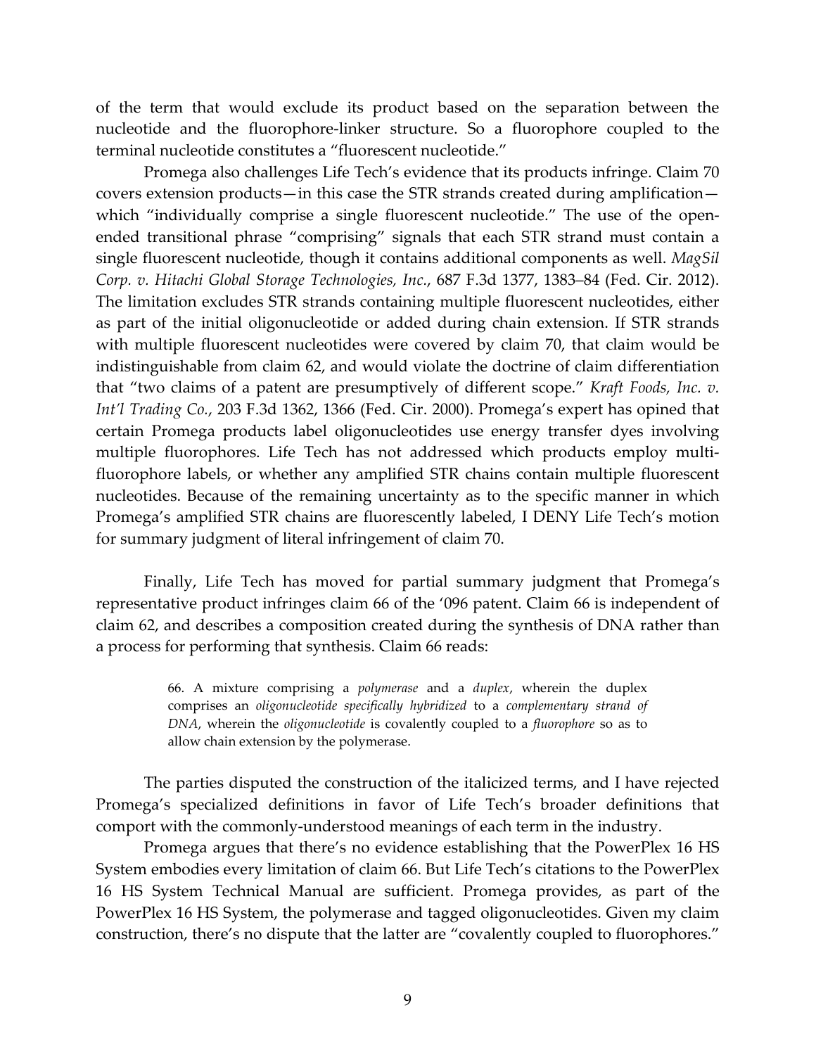of the term that would exclude its product based on the separation between the nucleotide and the fluorophore-linker structure. So a fluorophore coupled to the terminal nucleotide constitutes a "fluorescent nucleotide."

Promega also challenges Life Tech's evidence that its products infringe. Claim 70 covers extension products—in this case the STR strands created during amplification—which "individually comprise a single fluorescent nucleotide." The use of the open-ended transitional phrase "comprising" signals that each STR strand must contain a single fluorescent nucleotide, though it contains additional components as well. *MagSil Corp. v. Hitachi Global Storage Technologies, Inc.*, 687 F.3d 1377, 1383–84 (Fed. Cir. 2012). The limitation excludes STR strands containing multiple fluorescent nucleotides, either as part of the initial oligonucleotide or added during chain extension. If STR strands with multiple fluorescent nucleotides were covered by claim 70, that claim would be indistinguishable from claim 62, and would violate the doctrine of claim differentiation that "two claims of a patent are presumptively of different scope." *Kraft Foods, Inc. v. Int'l Trading Co.*, 203 F.3d 1362, 1366 (Fed. Cir. 2000). Promega's expert has opined that certain Promega products label oligonucleotides use energy transfer dyes involving multiple fluorophores. Life Tech has not addressed which products employ multi-fluorophore labels, or whether any amplified STR chains contain multiple fluorescent nucleotides. Because of the remaining uncertainty as to the specific manner in which Promega's amplified STR chains are fluorescently labeled, I DENY Life Tech's motion for summary judgment of literal infringement of claim 70.

Finally, Life Tech has moved for partial summary judgment that Promega's representative product infringes claim 66 of the '096 patent. Claim 66 is independent of claim 62, and describes a composition created during the synthesis of DNA rather than a process for performing that synthesis. Claim 66 reads:

> 66. A mixture comprising a *polymerase* and a *duplex*, wherein the duplex comprises an *oligonucleotide specifically hybridized* to a *complementary strand of DNA*, wherein the *oligonucleotide* is covalently coupled to a *fluorophore* so as to allow chain extension by the polymerase.

The parties disputed the construction of the italicized terms, and I have rejected Promega's specialized definitions in favor of Life Tech's broader definitions that comport with the commonly-understood meanings of each term in the industry.

Promega argues that there's no evidence establishing that the PowerPlex 16 HS System embodies every limitation of claim 66. But Life Tech's citations to the PowerPlex 16 HS System Technical Manual are sufficient. Promega provides, as part of the PowerPlex 16 HS System, the polymerase and tagged oligonucleotides. Given my claim construction, there's no dispute that the latter are "covalently coupled to fluorophores."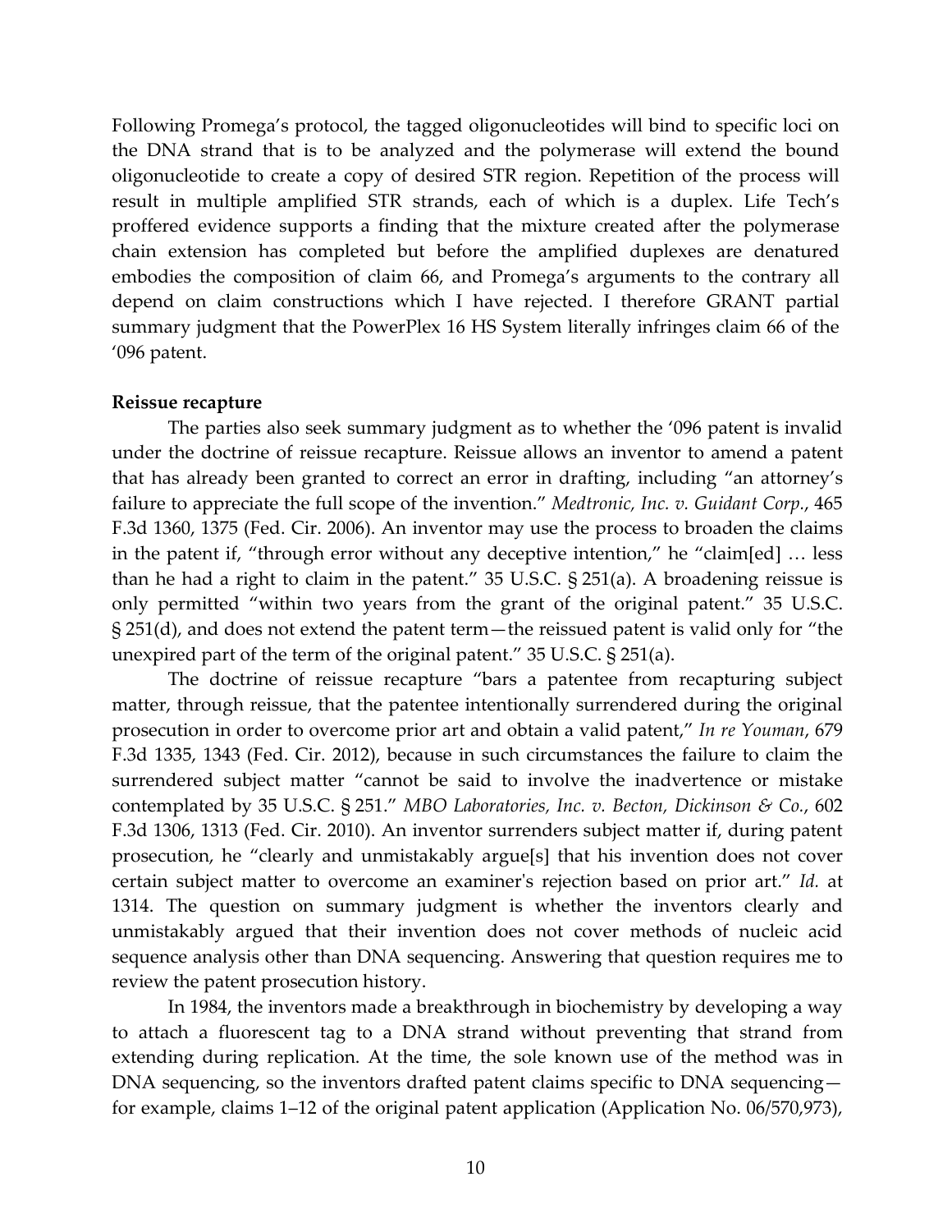Following Promega's protocol, the tagged oligonucleotides will bind to specific loci on the DNA strand that is to be analyzed and the polymerase will extend the bound oligonucleotide to create a copy of desired STR region. Repetition of the process will result in multiple amplified STR strands, each of which is a duplex. Life Tech's proffered evidence supports a finding that the mixture created after the polymerase chain extension has completed but before the amplified duplexes are denatured embodies the composition of claim 66, and Promega's arguments to the contrary all depend on claim constructions which I have rejected. I therefore GRANT partial summary judgment that the PowerPlex 16 HS System literally infringes claim 66 of the '096 patent.

**Reissue recapture**

The parties also seek summary judgment as to whether the '096 patent is invalid under the doctrine of reissue recapture. Reissue allows an inventor to amend a patent that has already been granted to correct an error in drafting, including "an attorney's failure to appreciate the full scope of the invention." *Medtronic, Inc. v. Guidant Corp.*, 465 F.3d 1360, 1375 (Fed. Cir. 2006). An inventor may use the process to broaden the claims in the patent if, "through error without any deceptive intention," he "claim[ed] … less than he had a right to claim in the patent." 35 U.S.C. § 251(a). A broadening reissue is only permitted "within two years from the grant of the original patent." 35 U.S.C. § 251(d), and does not extend the patent term—the reissued patent is valid only for "the unexpired part of the term of the original patent." 35 U.S.C. § 251(a).

The doctrine of reissue recapture "bars a patentee from recapturing subject matter, through reissue, that the patentee intentionally surrendered during the original prosecution in order to overcome prior art and obtain a valid patent," *In re Youman*, 679 F.3d 1335, 1343 (Fed. Cir. 2012), because in such circumstances the failure to claim the surrendered subject matter "cannot be said to involve the inadvertence or mistake contemplated by 35 U.S.C. § 251." *MBO Laboratories, Inc. v. Becton, Dickinson & Co.*, 602 F.3d 1306, 1313 (Fed. Cir. 2010). An inventor surrenders subject matter if, during patent prosecution, he "clearly and unmistakably argue[s] that his invention does not cover certain subject matter to overcome an examiner's rejection based on prior art." *Id.* at 1314. The question on summary judgment is whether the inventors clearly and unmistakably argued that their invention does not cover methods of nucleic acid sequence analysis other than DNA sequencing. Answering that question requires me to review the patent prosecution history.

In 1984, the inventors made a breakthrough in biochemistry by developing a way to attach a fluorescent tag to a DNA strand without preventing that strand from extending during replication. At the time, the sole known use of the method was in DNA sequencing, so the inventors drafted patent claims specific to DNA sequencing—for example, claims 1–12 of the original patent application (Application No. 06/570,973),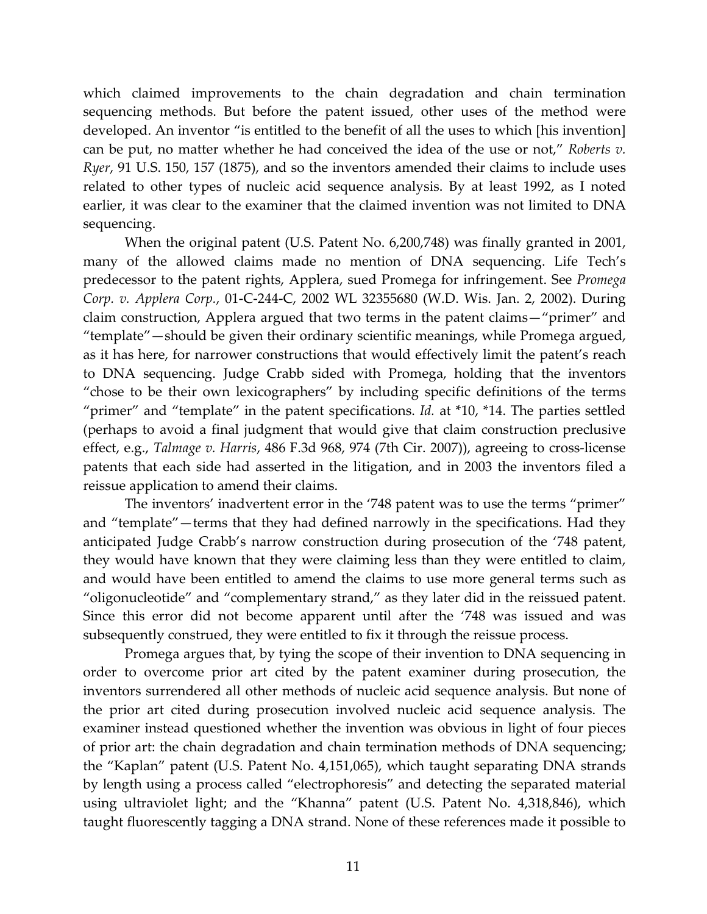which claimed improvements to the chain degradation and chain termination sequencing methods. But before the patent issued, other uses of the method were developed. An inventor "is entitled to the benefit of all the uses to which [his invention] can be put, no matter whether he had conceived the idea of the use or not," *Roberts v. Ryer*, 91 U.S. 150, 157 (1875), and so the inventors amended their claims to include uses related to other types of nucleic acid sequence analysis. By at least 1992, as I noted earlier, it was clear to the examiner that the claimed invention was not limited to DNA sequencing.

When the original patent (U.S. Patent No. 6,200,748) was finally granted in 2001, many of the allowed claims made no mention of DNA sequencing. Life Tech's predecessor to the patent rights, Applera, sued Promega for infringement. See *Promega Corp. v. Applera Corp.*, 01-C-244-C, 2002 WL 32355680 (W.D. Wis. Jan. 2, 2002). During claim construction, Applera argued that two terms in the patent claims—"primer" and "template"—should be given their ordinary scientific meanings, while Promega argued, as it has here, for narrower constructions that would effectively limit the patent's reach to DNA sequencing. Judge Crabb sided with Promega, holding that the inventors "chose to be their own lexicographers" by including specific definitions of the terms "primer" and "template" in the patent specifications. *Id.* at *10, *14. The parties settled (perhaps to avoid a final judgment that would give that claim construction preclusive effect, e.g., *Talmage v. Harris*, 486 F.3d 968, 974 (7th Cir. 2007)), agreeing to cross-license patents that each side had asserted in the litigation, and in 2003 the inventors filed a reissue application to amend their claims.

The inventors' inadvertent error in the '748 patent was to use the terms "primer" and "template"—terms that they had defined narrowly in the specifications. Had they anticipated Judge Crabb's narrow construction during prosecution of the '748 patent, they would have known that they were claiming less than they were entitled to claim, and would have been entitled to amend the claims to use more general terms such as "oligonucleotide" and "complementary strand," as they later did in the reissued patent. Since this error did not become apparent until after the '748 was issued and was subsequently construed, they were entitled to fix it through the reissue process.

Promega argues that, by tying the scope of their invention to DNA sequencing in order to overcome prior art cited by the patent examiner during prosecution, the inventors surrendered all other methods of nucleic acid sequence analysis. But none of the prior art cited during prosecution involved nucleic acid sequence analysis. The examiner instead questioned whether the invention was obvious in light of four pieces of prior art: the chain degradation and chain termination methods of DNA sequencing; the "Kaplan" patent (U.S. Patent No. 4,151,065), which taught separating DNA strands by length using a process called "electrophoresis" and detecting the separated material using ultraviolet light; and the "Khanna" patent (U.S. Patent No. 4,318,846), which taught fluorescently tagging a DNA strand. None of these references made it possible to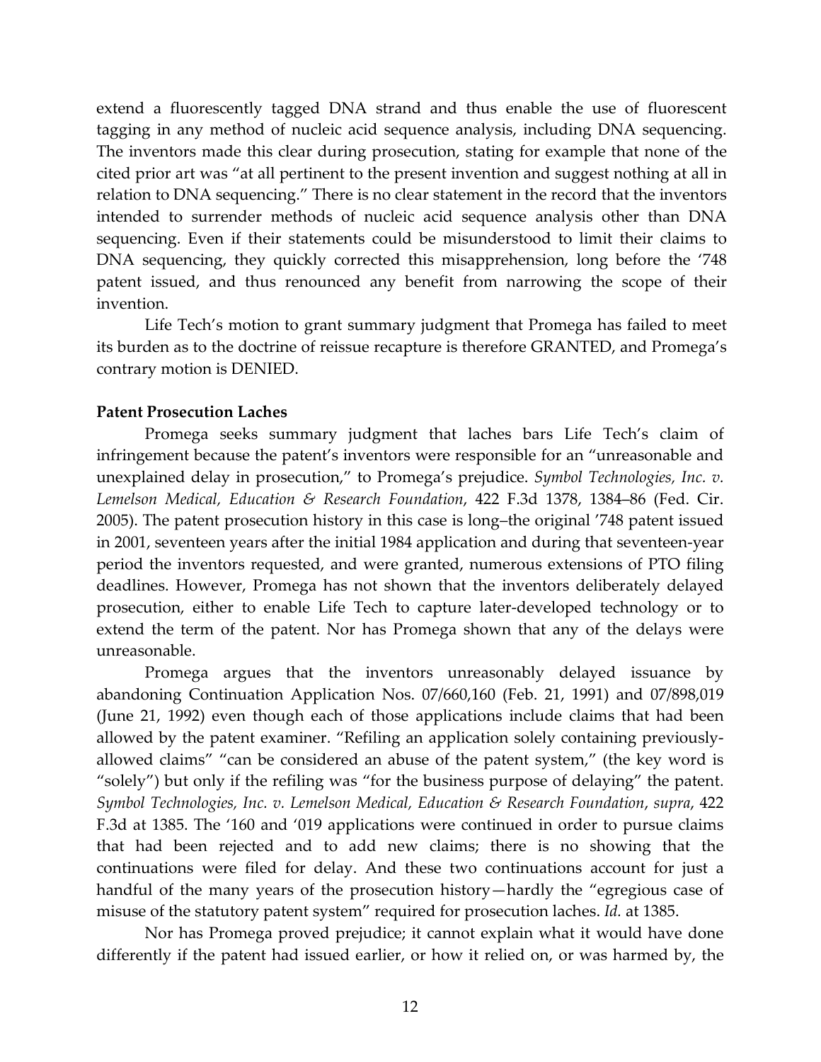extend a fluorescently tagged DNA strand and thus enable the use of fluorescent tagging in any method of nucleic acid sequence analysis, including DNA sequencing. The inventors made this clear during prosecution, stating for example that none of the cited prior art was "at all pertinent to the present invention and suggest nothing at all in relation to DNA sequencing." There is no clear statement in the record that the inventors intended to surrender methods of nucleic acid sequence analysis other than DNA sequencing. Even if their statements could be misunderstood to limit their claims to DNA sequencing, they quickly corrected this misapprehension, long before the '748 patent issued, and thus renounced any benefit from narrowing the scope of their invention.

Life Tech's motion to grant summary judgment that Promega has failed to meet its burden as to the doctrine of reissue recapture is therefore GRANTED, and Promega's contrary motion is DENIED.

**Patent Prosecution Laches**

Promega seeks summary judgment that laches bars Life Tech's claim of infringement because the patent's inventors were responsible for an "unreasonable and unexplained delay in prosecution," to Promega's prejudice. *Symbol Technologies, Inc. v. Lemelson Medical, Education & Research Foundation*, 422 F.3d 1378, 1384–86 (Fed. Cir. 2005). The patent prosecution history in this case is long–the original '748 patent issued in 2001, seventeen years after the initial 1984 application and during that seventeen-year period the inventors requested, and were granted, numerous extensions of PTO filing deadlines. However, Promega has not shown that the inventors deliberately delayed prosecution, either to enable Life Tech to capture later-developed technology or to extend the term of the patent. Nor has Promega shown that any of the delays were unreasonable.

Promega argues that the inventors unreasonably delayed issuance by abandoning Continuation Application Nos. 07/660,160 (Feb. 21, 1991) and 07/898,019 (June 21, 1992) even though each of those applications include claims that had been allowed by the patent examiner. "Refiling an application solely containing previously-allowed claims" "can be considered an abuse of the patent system," (the key word is "solely") but only if the refiling was "for the business purpose of delaying" the patent. *Symbol Technologies, Inc. v. Lemelson Medical, Education & Research Foundation*, *supra*, 422 F.3d at 1385. The '160 and '019 applications were continued in order to pursue claims that had been rejected and to add new claims; there is no showing that the continuations were filed for delay. And these two continuations account for just a handful of the many years of the prosecution history—hardly the "egregious case of misuse of the statutory patent system" required for prosecution laches. *Id.* at 1385.

Nor has Promega proved prejudice; it cannot explain what it would have done differently if the patent had issued earlier, or how it relied on, or was harmed by, the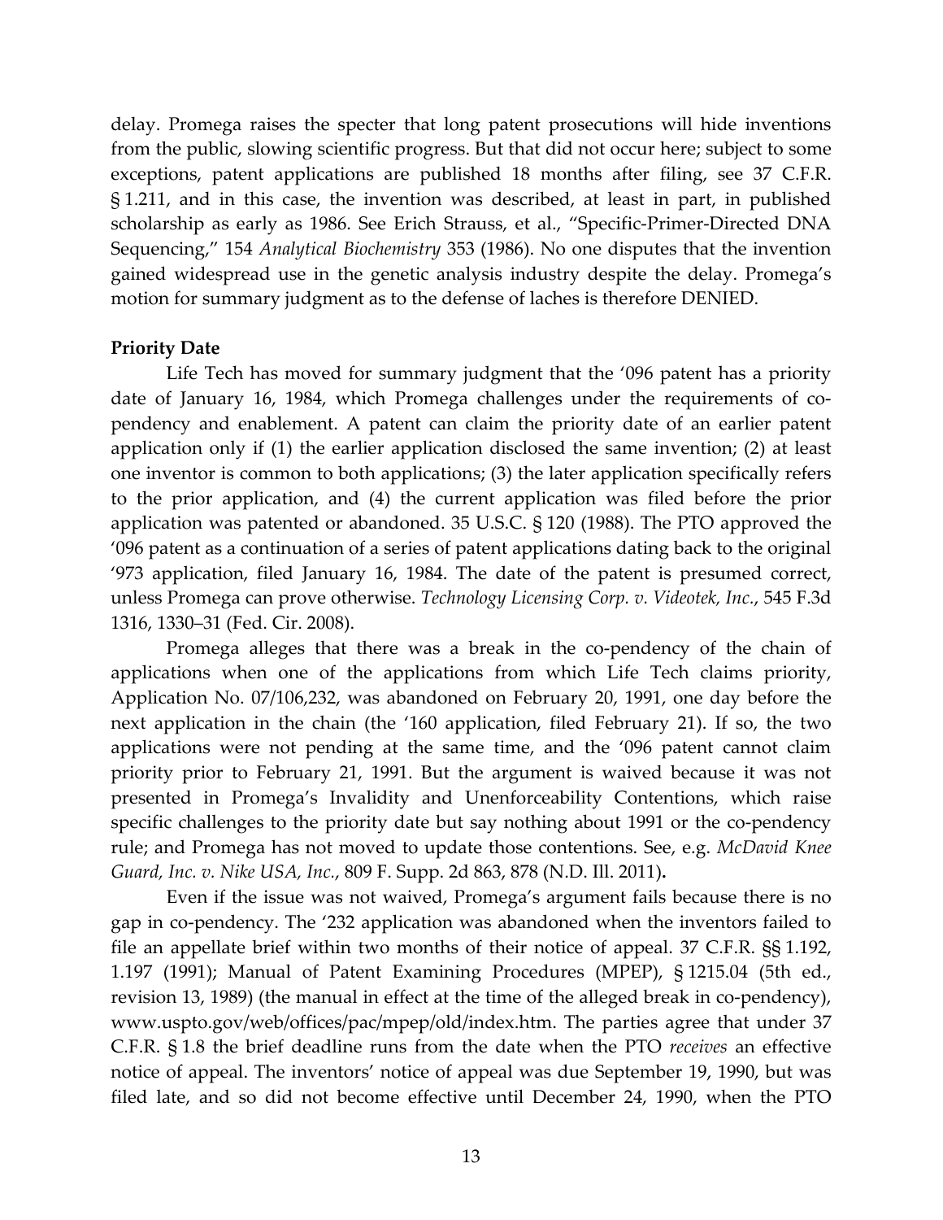delay. Promega raises the specter that long patent prosecutions will hide inventions from the public, slowing scientific progress. But that did not occur here; subject to some exceptions, patent applications are published 18 months after filing, see 37 C.F.R. § 1.211, and in this case, the invention was described, at least in part, in published scholarship as early as 1986. See Erich Strauss, et al., "Specific-Primer-Directed DNA Sequencing," 154 *Analytical Biochemistry* 353 (1986). No one disputes that the invention gained widespread use in the genetic analysis industry despite the delay. Promega's motion for summary judgment as to the defense of laches is therefore DENIED.

**Priority Date**

Life Tech has moved for summary judgment that the '096 patent has a priority date of January 16, 1984, which Promega challenges under the requirements of co-pendency and enablement. A patent can claim the priority date of an earlier patent application only if (1) the earlier application disclosed the same invention; (2) at least one inventor is common to both applications; (3) the later application specifically refers to the prior application, and (4) the current application was filed before the prior application was patented or abandoned. 35 U.S.C. § 120 (1988). The PTO approved the '096 patent as a continuation of a series of patent applications dating back to the original '973 application, filed January 16, 1984. The date of the patent is presumed correct, unless Promega can prove otherwise. *Technology Licensing Corp. v. Videotek, Inc.*, 545 F.3d 1316, 1330–31 (Fed. Cir. 2008).

Promega alleges that there was a break in the co-pendency of the chain of applications when one of the applications from which Life Tech claims priority, Application No. 07/106,232, was abandoned on February 20, 1991, one day before the next application in the chain (the '160 application, filed February 21). If so, the two applications were not pending at the same time, and the '096 patent cannot claim priority prior to February 21, 1991. But the argument is waived because it was not presented in Promega's Invalidity and Unenforceability Contentions, which raise specific challenges to the priority date but say nothing about 1991 or the co-pendency rule; and Promega has not moved to update those contentions. See, e.g. *McDavid Knee Guard, Inc. v. Nike USA, Inc.*, 809 F. Supp. 2d 863, 878 (N.D. Ill. 2011).

Even if the issue was not waived, Promega's argument fails because there is no gap in co-pendency. The '232 application was abandoned when the inventors failed to file an appellate brief within two months of their notice of appeal. 37 C.F.R. §§ 1.192, 1.197 (1991); Manual of Patent Examining Procedures (MPEP), § 1215.04 (5th ed., revision 13, 1989) (the manual in effect at the time of the alleged break in co-pendency), www.uspto.gov/web/offices/pac/mpep/old/index.htm. The parties agree that under 37 C.F.R. § 1.8 the brief deadline runs from the date when the PTO *receives* an effective notice of appeal. The inventors' notice of appeal was due September 19, 1990, but was filed late, and so did not become effective until December 24, 1990, when the PTO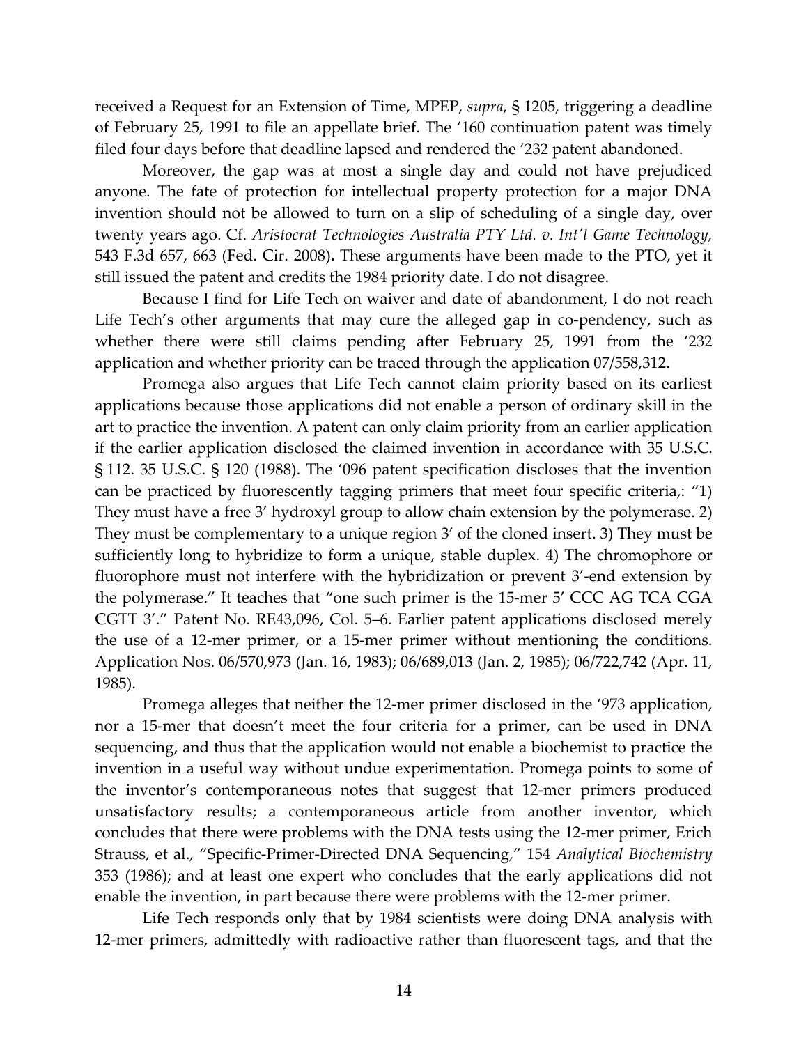received a Request for an Extension of Time, MPEP, *supra*, § 1205, triggering a deadline of February 25, 1991 to file an appellate brief. The '160 continuation patent was timely filed four days before that deadline lapsed and rendered the '232 patent abandoned.

Moreover, the gap was at most a single day and could not have prejudiced anyone. The fate of protection for intellectual property protection for a major DNA invention should not be allowed to turn on a slip of scheduling of a single day, over twenty years ago. Cf. *Aristocrat Technologies Australia PTY Ltd. v. Int'l Game Technology,* 543 F.3d 657, 663 (Fed. Cir. 2008)**.** These arguments have been made to the PTO, yet it still issued the patent and credits the 1984 priority date. I do not disagree.

Because I find for Life Tech on waiver and date of abandonment, I do not reach Life Tech's other arguments that may cure the alleged gap in co-pendency, such as whether there were still claims pending after February 25, 1991 from the '232 application and whether priority can be traced through the application 07/558,312.

Promega also argues that Life Tech cannot claim priority based on its earliest applications because those applications did not enable a person of ordinary skill in the art to practice the invention. A patent can only claim priority from an earlier application if the earlier application disclosed the claimed invention in accordance with 35 U.S.C. § 112. 35 U.S.C. § 120 (1988). The '096 patent specification discloses that the invention can be practiced by fluorescently tagging primers that meet four specific criteria,: "1) They must have a free 3' hydroxyl group to allow chain extension by the polymerase. 2) They must be complementary to a unique region 3' of the cloned insert. 3) They must be sufficiently long to hybridize to form a unique, stable duplex. 4) The chromophore or fluorophore must not interfere with the hybridization or prevent 3'-end extension by the polymerase." It teaches that "one such primer is the 15-mer 5' CCC AG TCA CGA CGTT 3'." Patent No. RE43,096, Col. 5–6. Earlier patent applications disclosed merely the use of a 12-mer primer, or a 15-mer primer without mentioning the conditions. Application Nos. 06/570,973 (Jan. 16, 1983); 06/689,013 (Jan. 2, 1985); 06/722,742 (Apr. 11, 1985).

Promega alleges that neither the 12-mer primer disclosed in the '973 application, nor a 15-mer that doesn't meet the four criteria for a primer, can be used in DNA sequencing, and thus that the application would not enable a biochemist to practice the invention in a useful way without undue experimentation. Promega points to some of the inventor's contemporaneous notes that suggest that 12-mer primers produced unsatisfactory results; a contemporaneous article from another inventor, which concludes that there were problems with the DNA tests using the 12-mer primer, Erich Strauss, et al., "Specific-Primer-Directed DNA Sequencing," 154 *Analytical Biochemistry* 353 (1986); and at least one expert who concludes that the early applications did not enable the invention, in part because there were problems with the 12-mer primer.

Life Tech responds only that by 1984 scientists were doing DNA analysis with 12-mer primers, admittedly with radioactive rather than fluorescent tags, and that the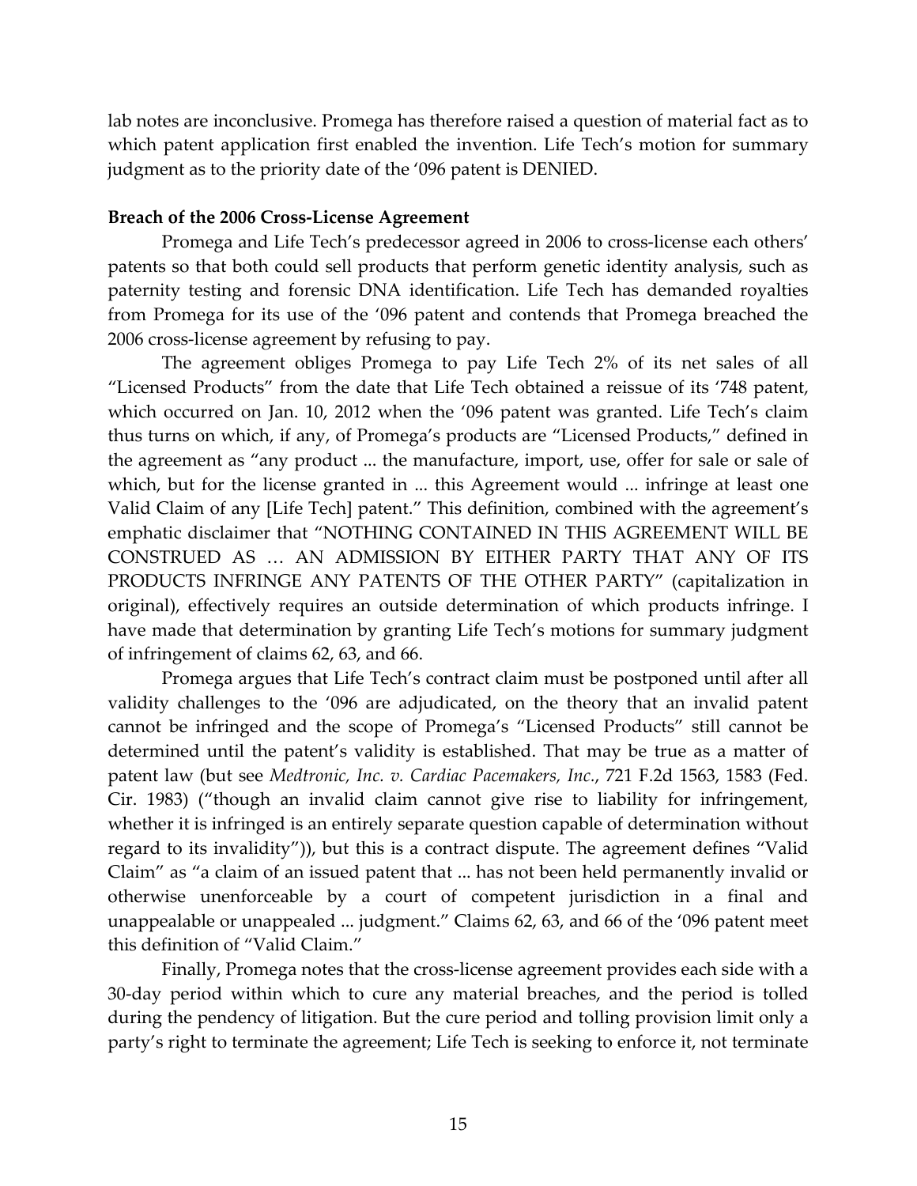lab notes are inconclusive. Promega has therefore raised a question of material fact as to which patent application first enabled the invention. Life Tech's motion for summary judgment as to the priority date of the '096 patent is DENIED.

**Breach of the 2006 Cross-License Agreement**

Promega and Life Tech's predecessor agreed in 2006 to cross-license each others' patents so that both could sell products that perform genetic identity analysis, such as paternity testing and forensic DNA identification. Life Tech has demanded royalties from Promega for its use of the '096 patent and contends that Promega breached the 2006 cross-license agreement by refusing to pay.

The agreement obliges Promega to pay Life Tech 2% of its net sales of all "Licensed Products" from the date that Life Tech obtained a reissue of its '748 patent, which occurred on Jan. 10, 2012 when the '096 patent was granted. Life Tech's claim thus turns on which, if any, of Promega's products are "Licensed Products," defined in the agreement as "any product ... the manufacture, import, use, offer for sale or sale of which, but for the license granted in ... this Agreement would ... infringe at least one Valid Claim of any [Life Tech] patent." This definition, combined with the agreement's emphatic disclaimer that "NOTHING CONTAINED IN THIS AGREEMENT WILL BE CONSTRUED AS … AN ADMISSION BY EITHER PARTY THAT ANY OF ITS PRODUCTS INFRINGE ANY PATENTS OF THE OTHER PARTY" (capitalization in original), effectively requires an outside determination of which products infringe. I have made that determination by granting Life Tech's motions for summary judgment of infringement of claims 62, 63, and 66.

Promega argues that Life Tech's contract claim must be postponed until after all validity challenges to the '096 are adjudicated, on the theory that an invalid patent cannot be infringed and the scope of Promega's "Licensed Products" still cannot be determined until the patent's validity is established. That may be true as a matter of patent law (but see *Medtronic, Inc. v. Cardiac Pacemakers, Inc.*, 721 F.2d 1563, 1583 (Fed. Cir. 1983) ("though an invalid claim cannot give rise to liability for infringement, whether it is infringed is an entirely separate question capable of determination without regard to its invalidity")), but this is a contract dispute. The agreement defines "Valid Claim" as "a claim of an issued patent that ... has not been held permanently invalid or otherwise unenforceable by a court of competent jurisdiction in a final and unappealable or unappealed ... judgment." Claims 62, 63, and 66 of the '096 patent meet this definition of "Valid Claim."

Finally, Promega notes that the cross-license agreement provides each side with a 30-day period within which to cure any material breaches, and the period is tolled during the pendency of litigation. But the cure period and tolling provision limit only a party's right to terminate the agreement; Life Tech is seeking to enforce it, not terminate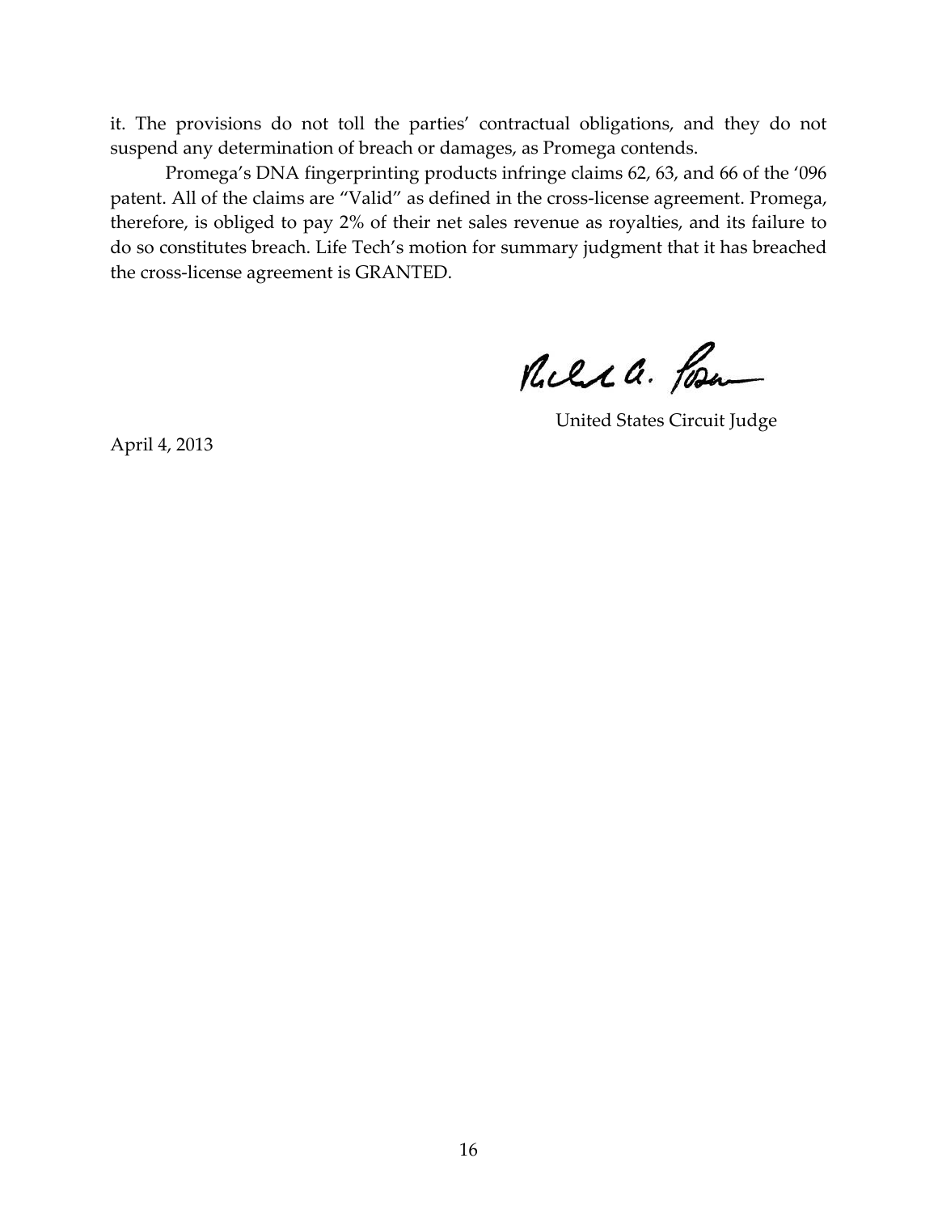it. The provisions do not toll the parties' contractual obligations, and they do not suspend any determination of breach or damages, as Promega contends.

Promega's DNA fingerprinting products infringe claims 62, 63, and 66 of the '096 patent. All of the claims are "Valid" as defined in the cross-license agreement. Promega, therefore, is obliged to pay 2% of their net sales revenue as royalties, and its failure to do so constitutes breach. Life Tech's motion for summary judgment that it has breached the cross-license agreement is GRANTED.

United States Circuit Judge

April 4, 2013